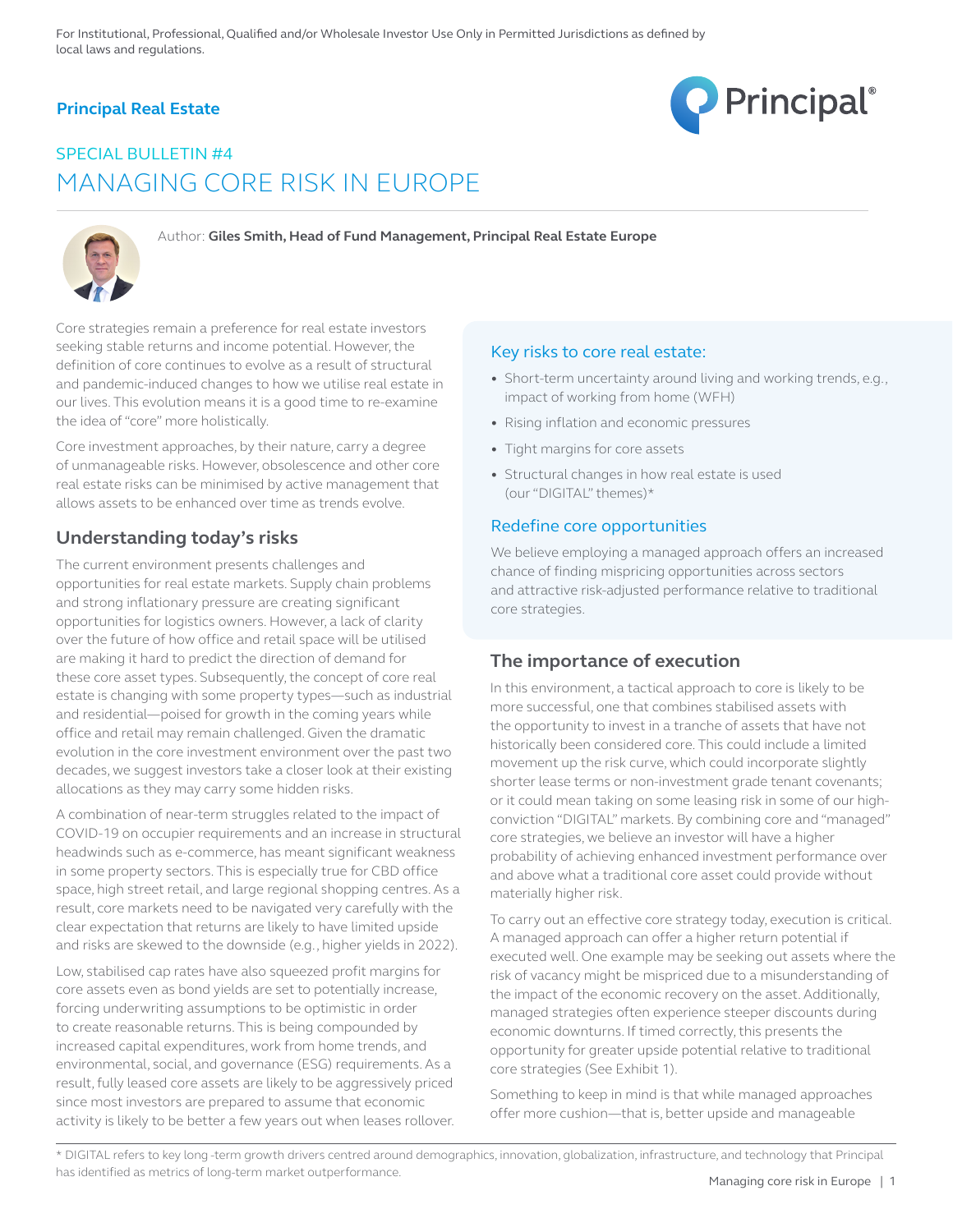For Institutional, Professional, Qualified and/or Wholesale Investor Use Only in Permitted Jurisdictions as defined by local laws and regulations.

**Principal Real Estate**

SPECIAL BULLETIN #4

# MANAGING CORE RISK IN EUROPE

Author: **Giles Smith, Head of Fund Management, Principal Real Estate Europe**

Core strategies remain a preference for real estate investors seeking stable returns and income potential. However, the definition of core continues to evolve as a result of structural and pandemic-induced changes to how we utilise real estate in our lives. This evolution means it is a good time to re-examine the idea of "core" more holistically.

Core investment approaches, by their nature, carry a degree of unmanageable risks. However, obsolescence and other core real estate risks can be minimised by active management that allows assets to be enhanced over time as trends evolve.

## Understanding today's risks

The current environment presents challenges and opportunities for real estate markets. Supply chain problems and strong inflationary pressure are creating significant opportunities for logistics owners. However, a lack of clarity over the future of how office and retail space will be utilised are making it hard to predict the direction of demand for these core asset types. Subsequently, the concept of core real estate is changing with some property types—such as industrial and residential—poised for growth in the coming years while office and retail may remain challenged. Given the dramatic evolution in the core investment environment over the past two decades, we suggest investors take a closer look at their existing allocations as they may carry some hidden risks.

A combination of near-term struggles related to the impact of COVID-19 on occupier requirements and an increase in structural headwinds such as e-commerce, has meant significant weakness in some property sectors. This is especially true for CBD office space, high street retail, and large regional shopping centres. As a result, core markets need to be navigated very carefully with the clear expectation that returns are likely to have limited upside and risks are skewed to the downside (e.g., higher yields in 2022).

Low, stabilised cap rates have also squeezed profit margins for core assets even as bond yields are set to potentially increase, forcing underwriting assumptions to be optimistic in order to create reasonable returns. This is being compounded by increased capital expenditures, work from home trends, and environmental, social, and governance (ESG) requirements. As a result, fully leased core assets are likely to be aggressively priced since most investors are prepared to assume that economic activity is likely to be better a few years out when leases rollover.

### Key risks to core real estate:

- Short-term uncertainty around living and working trends, e.g., impact of working from home (WFH)
- Rising inflation and economic pressures
- Tight margins for core assets
- Structural changes in how real estate is used (our "DIGITAL" themes)*

### Redefine core opportunities

We believe employing a managed approach offers an increased chance of finding mispricing opportunities across sectors and attractive risk-adjusted performance relative to traditional core strategies.

## The importance of execution

In this environment, a tactical approach to core is likely to be more successful, one that combines stabilised assets with the opportunity to invest in a tranche of assets that have not historically been considered core. This could include a limited movement up the risk curve, which could incorporate slightly shorter lease terms or non-investment grade tenant covenants; or it could mean taking on some leasing risk in some of our high-conviction "DIGITAL" markets. By combining core and "managed" core strategies, we believe an investor will have a higher probability of achieving enhanced investment performance over and above what a traditional core asset could provide without materially higher risk.

To carry out an effective core strategy today, execution is critical. A managed approach can offer a higher return potential if executed well. One example may be seeking out assets where the risk of vacancy might be mispriced due to a misunderstanding of the impact of the economic recovery on the asset. Additionally, managed strategies often experience steeper discounts during economic downturns. If timed correctly, this presents the opportunity for greater upside potential relative to traditional core strategies (See Exhibit 1).

Something to keep in mind is that while managed approaches offer more cushion—that is, better upside and manageable

* DIGITAL refers to key long -term growth drivers centred around demographics, innovation, globalization, infrastructure, and technology that Principal has identified as metrics of long-term market outperformance.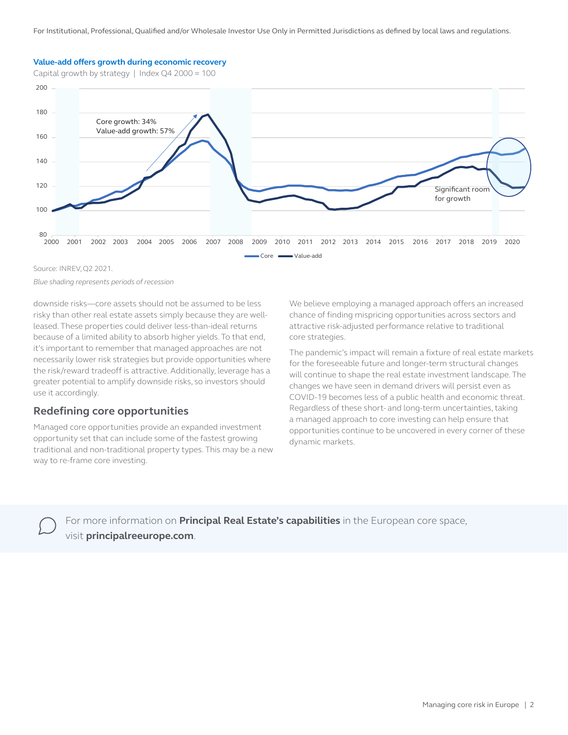For Institutional, Professional, Qualified and/or Wholesale Investor Use Only in Permitted Jurisdictions as defined by local laws and regulations.

**Value-add offers growth during economic recovery**

Capital growth by strategy | Index Q4 2000 = 100

Core growth: 34%
Value-add growth: 57%

Significant room for growth

Core — Value-add

Source: INREV, Q2 2021.

*Blue shading represents periods of recession*

downside risks—core assets should not be assumed to be less risky than other real estate assets simply because they are well-leased. These properties could deliver less-than-ideal returns because of a limited ability to absorb higher yields. To that end, it's important to remember that managed approaches are not necessarily lower risk strategies but provide opportunities where the risk/reward tradeoff is attractive. Additionally, leverage has a greater potential to amplify downside risks, so investors should use it accordingly.

## Redefining core opportunities

Managed core opportunities provide an expanded investment opportunity set that can include some of the fastest growing traditional and non-traditional property types. This may be a new way to re-frame core investing.

We believe employing a managed approach offers an increased chance of finding mispricing opportunities across sectors and attractive risk-adjusted performance relative to traditional core strategies.

The pandemic's impact will remain a fixture of real estate markets for the foreseeable future and longer-term structural changes will continue to shape the real estate investment landscape. The changes we have seen in demand drivers will persist even as COVID-19 becomes less of a public health and economic threat. Regardless of these short- and long-term uncertainties, taking a managed approach to core investing can help ensure that opportunities continue to be uncovered in every corner of these dynamic markets.

For more information on **Principal Real Estate's capabilities** in the European core space, visit **principalreeurope.com**.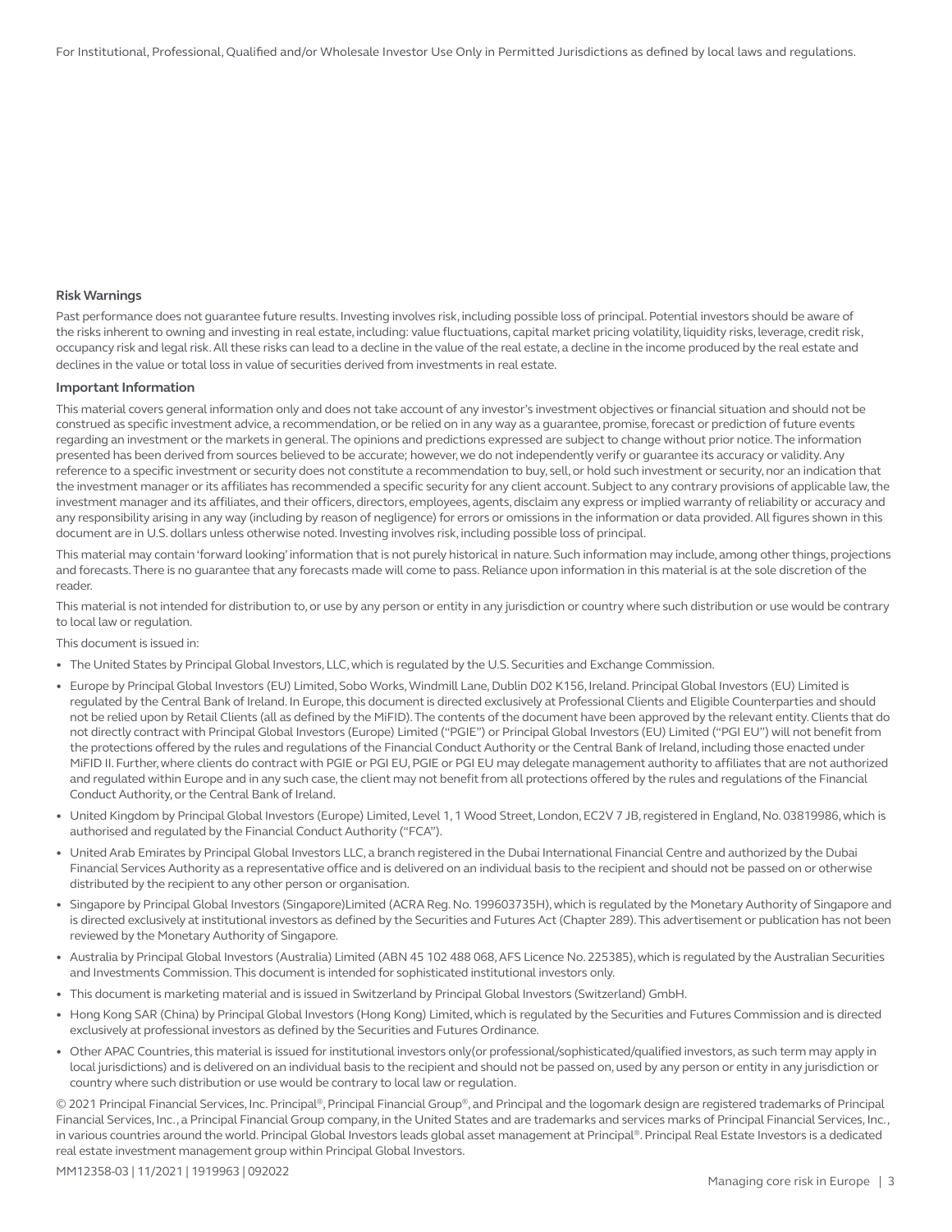For Institutional, Professional, Qualified and/or Wholesale Investor Use Only in Permitted Jurisdictions as defined by local laws and regulations.

**Risk Warnings**

Past performance does not guarantee future results. Investing involves risk, including possible loss of principal. Potential investors should be aware of the risks inherent to owning and investing in real estate, including: value fluctuations, capital market pricing volatility, liquidity risks, leverage, credit risk, occupancy risk and legal risk. All these risks can lead to a decline in the value of the real estate, a decline in the income produced by the real estate and declines in the value or total loss in value of securities derived from investments in real estate.

**Important Information**

This material covers general information only and does not take account of any investor's investment objectives or financial situation and should not be construed as specific investment advice, a recommendation, or be relied on in any way as a guarantee, promise, forecast or prediction of future events regarding an investment or the markets in general. The opinions and predictions expressed are subject to change without prior notice. The information presented has been derived from sources believed to be accurate; however, we do not independently verify or guarantee its accuracy or validity. Any reference to a specific investment or security does not constitute a recommendation to buy, sell, or hold such investment or security, nor an indication that the investment manager or its affiliates has recommended a specific security for any client account. Subject to any contrary provisions of applicable law, the investment manager and its affiliates, and their officers, directors, employees, agents, disclaim any express or implied warranty of reliability or accuracy and any responsibility arising in any way (including by reason of negligence) for errors or omissions in the information or data provided. All figures shown in this document are in U.S. dollars unless otherwise noted. Investing involves risk, including possible loss of principal.

This material may contain 'forward looking' information that is not purely historical in nature. Such information may include, among other things, projections and forecasts. There is no guarantee that any forecasts made will come to pass. Reliance upon information in this material is at the sole discretion of the reader.

This material is not intended for distribution to, or use by any person or entity in any jurisdiction or country where such distribution or use would be contrary to local law or regulation.

This document is issued in:

- The United States by Principal Global Investors, LLC, which is regulated by the U.S. Securities and Exchange Commission.
- Europe by Principal Global Investors (EU) Limited, Sobo Works, Windmill Lane, Dublin D02 K156, Ireland. Principal Global Investors (EU) Limited is regulated by the Central Bank of Ireland. In Europe, this document is directed exclusively at Professional Clients and Eligible Counterparties and should not be relied upon by Retail Clients (all as defined by the MiFID). The contents of the document have been approved by the relevant entity. Clients that do not directly contract with Principal Global Investors (Europe) Limited ("PGIE") or Principal Global Investors (EU) Limited ("PGI EU") will not benefit from the protections offered by the rules and regulations of the Financial Conduct Authority or the Central Bank of Ireland, including those enacted under MiFID II. Further, where clients do contract with PGIE or PGI EU, PGIE or PGI EU may delegate management authority to affiliates that are not authorized and regulated within Europe and in any such case, the client may not benefit from all protections offered by the rules and regulations of the Financial Conduct Authority, or the Central Bank of Ireland.
- United Kingdom by Principal Global Investors (Europe) Limited, Level 1, 1 Wood Street, London, EC2V 7 JB, registered in England, No. 03819986, which is authorised and regulated by the Financial Conduct Authority ("FCA").
- United Arab Emirates by Principal Global Investors LLC, a branch registered in the Dubai International Financial Centre and authorized by the Dubai Financial Services Authority as a representative office and is delivered on an individual basis to the recipient and should not be passed on or otherwise distributed by the recipient to any other person or organisation.
- Singapore by Principal Global Investors (Singapore)Limited (ACRA Reg. No. 199603735H), which is regulated by the Monetary Authority of Singapore and is directed exclusively at institutional investors as defined by the Securities and Futures Act (Chapter 289). This advertisement or publication has not been reviewed by the Monetary Authority of Singapore.
- Australia by Principal Global Investors (Australia) Limited (ABN 45 102 488 068, AFS Licence No. 225385), which is regulated by the Australian Securities and Investments Commission. This document is intended for sophisticated institutional investors only.
- This document is marketing material and is issued in Switzerland by Principal Global Investors (Switzerland) GmbH.
- Hong Kong SAR (China) by Principal Global Investors (Hong Kong) Limited, which is regulated by the Securities and Futures Commission and is directed exclusively at professional investors as defined by the Securities and Futures Ordinance.
- Other APAC Countries, this material is issued for institutional investors only(or professional/sophisticated/qualified investors, as such term may apply in local jurisdictions) and is delivered on an individual basis to the recipient and should not be passed on, used by any person or entity in any jurisdiction or country where such distribution or use would be contrary to local law or regulation.

© 2021 Principal Financial Services, Inc. Principal®, Principal Financial Group®, and Principal and the logomark design are registered trademarks of Principal Financial Services, Inc., a Principal Financial Group company, in the United States and are trademarks and services marks of Principal Financial Services, Inc., in various countries around the world. Principal Global Investors leads global asset management at Principal®. Principal Real Estate Investors is a dedicated real estate investment management group within Principal Global Investors.

MM12358-03 | 11/2021 | 1919963 | 092022